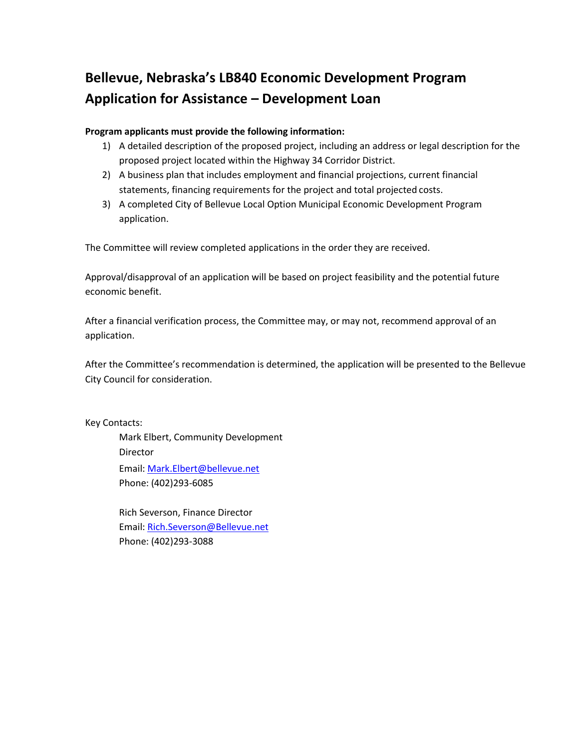# Bellevue, Nebraska's LB840 Economic Development Program
# Application for Assistance – Development Loan

**Program applicants must provide the following information:**

1) A detailed description of the proposed project, including an address or legal description for the proposed project located within the Highway 34 Corridor District.
2) A business plan that includes employment and financial projections, current financial statements, financing requirements for the project and total projected costs.
3) A completed City of Bellevue Local Option Municipal Economic Development Program application.

The Committee will review completed applications in the order they are received.

Approval/disapproval of an application will be based on project feasibility and the potential future economic benefit.

After a financial verification process, the Committee may, or may not, recommend approval of an application.

After the Committee's recommendation is determined, the application will be presented to the Bellevue City Council for consideration.

Key Contacts:

Mark Elbert, Community Development Director
Email: Mark.Elbert@bellevue.net
Phone: (402)293-6085

Rich Severson, Finance Director
Email: Rich.Severson@Bellevue.net
Phone: (402)293-3088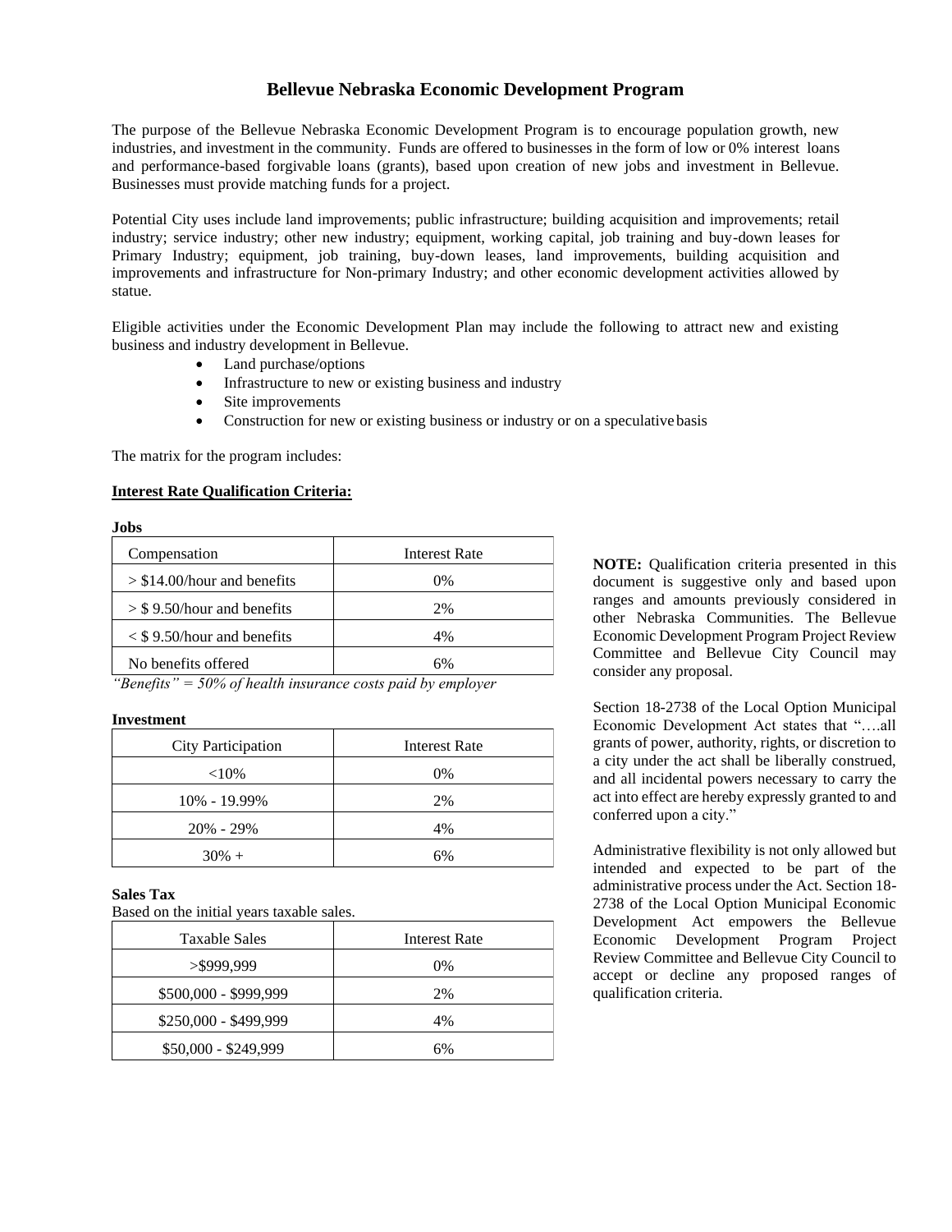# Bellevue Nebraska Economic Development Program

The purpose of the Bellevue Nebraska Economic Development Program is to encourage population growth, new industries, and investment in the community. Funds are offered to businesses in the form of low or 0% interest loans and performance-based forgivable loans (grants), based upon creation of new jobs and investment in Bellevue. Businesses must provide matching funds for a project.

Potential City uses include land improvements; public infrastructure; building acquisition and improvements; retail industry; service industry; other new industry; equipment, working capital, job training and buy-down leases for Primary Industry; equipment, job training, buy-down leases, land improvements, building acquisition and improvements and infrastructure for Non-primary Industry; and other economic development activities allowed by statue.

Eligible activities under the Economic Development Plan may include the following to attract new and existing business and industry development in Bellevue.

- Land purchase/options
- Infrastructure to new or existing business and industry
- Site improvements
- Construction for new or existing business or industry or on a speculative basis

The matrix for the program includes:

**Interest Rate Qualification Criteria:**

**Jobs**

| Compensation | Interest Rate |
|---|---|
| > $14.00/hour and benefits | 0% |
| > $ 9.50/hour and benefits | 2% |
| < $ 9.50/hour and benefits | 4% |
| No benefits offered | 6% |

*"Benefits" = 50% of health insurance costs paid by employer*

**Investment**

| City Participation | Interest Rate |
|---|---|
| <10% | 0% |
| 10% - 19.99% | 2% |
| 20% - 29% | 4% |
| 30% + | 6% |

**Sales Tax**

Based on the initial years taxable sales.

| Taxable Sales | Interest Rate |
|---|---|
| >$999,999 | 0% |
| $500,000 - $999,999 | 2% |
| $250,000 - $499,999 | 4% |
| $50,000 - $249,999 | 6% |

**NOTE:** Qualification criteria presented in this document is suggestive only and based upon ranges and amounts previously considered in other Nebraska Communities. The Bellevue Economic Development Program Project Review Committee and Bellevue City Council may consider any proposal.

Section 18-2738 of the Local Option Municipal Economic Development Act states that "….all grants of power, authority, rights, or discretion to a city under the act shall be liberally construed, and all incidental powers necessary to carry the act into effect are hereby expressly granted to and conferred upon a city."

Administrative flexibility is not only allowed but intended and expected to be part of the administrative process under the Act. Section 18-2738 of the Local Option Municipal Economic Development Act empowers the Bellevue Economic Development Program Project Review Committee and Bellevue City Council to accept or decline any proposed ranges of qualification criteria.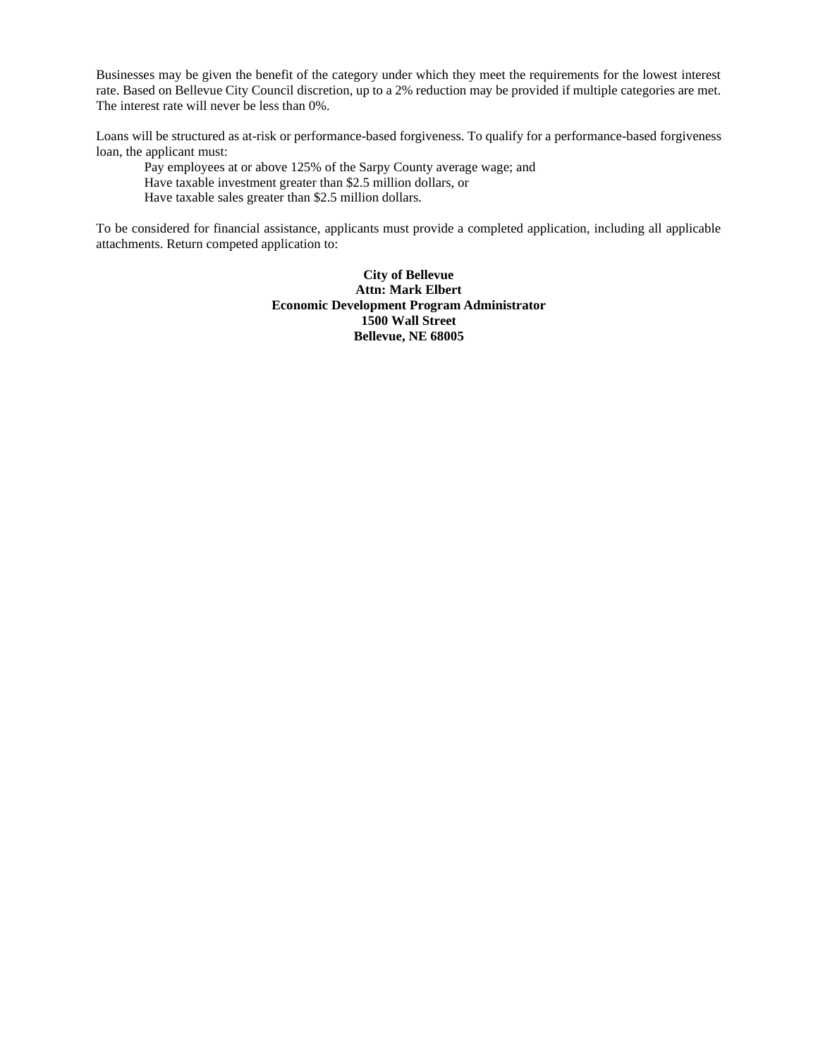Businesses may be given the benefit of the category under which they meet the requirements for the lowest interest rate. Based on Bellevue City Council discretion, up to a 2% reduction may be provided if multiple categories are met. The interest rate will never be less than 0%.

Loans will be structured as at-risk or performance-based forgiveness. To qualify for a performance-based forgiveness loan, the applicant must:

Pay employees at or above 125% of the Sarpy County average wage; and
Have taxable investment greater than $2.5 million dollars, or
Have taxable sales greater than $2.5 million dollars.

To be considered for financial assistance, applicants must provide a completed application, including all applicable attachments. Return competed application to:

**City of Bellevue**
**Attn: Mark Elbert**
**Economic Development Program Administrator**
**1500 Wall Street**
**Bellevue, NE 68005**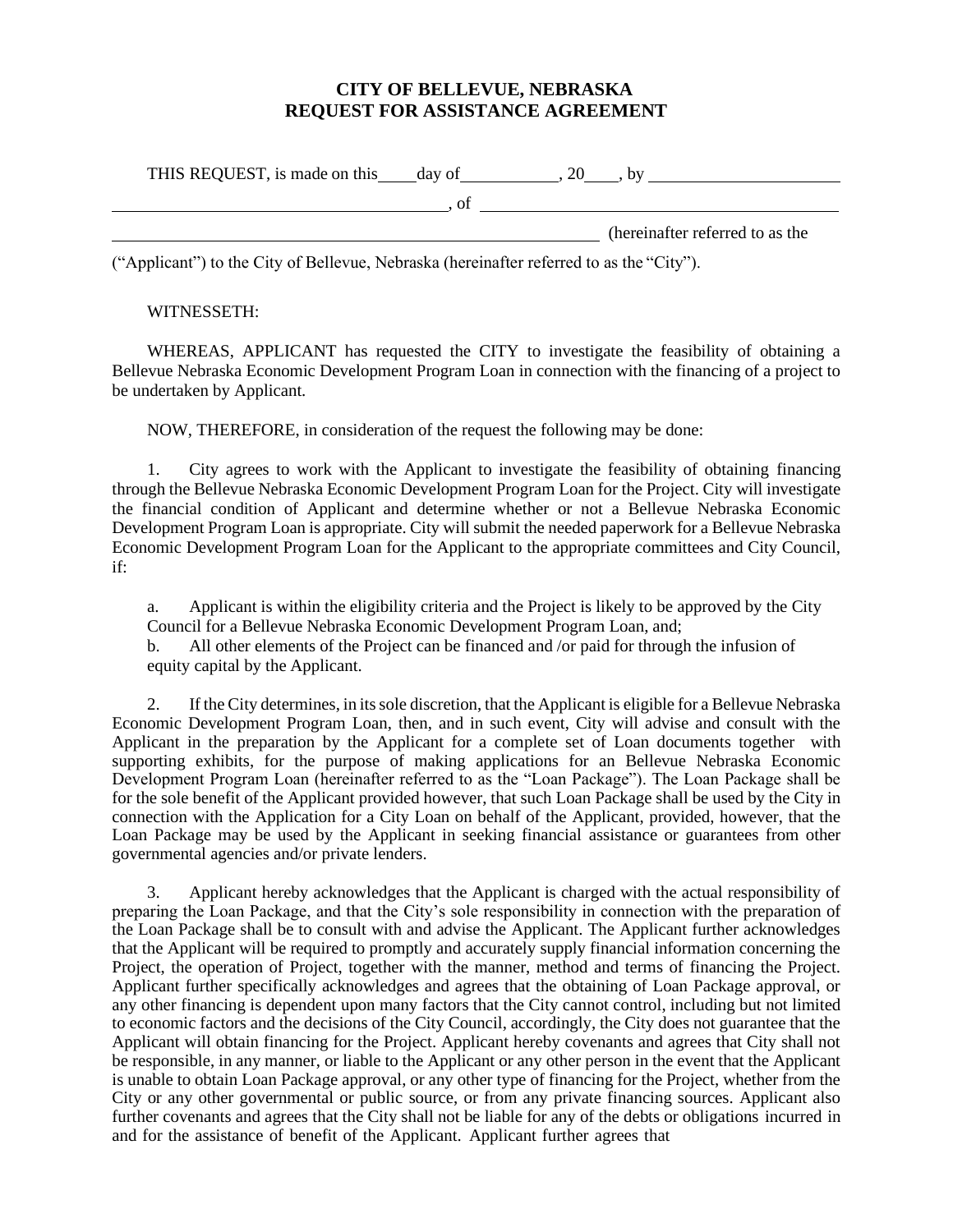# CITY OF BELLEVUE, NEBRASKA
# REQUEST FOR ASSISTANCE AGREEMENT

THIS REQUEST, is made on this _____ day of ____________, 20____, by ______________________ ________________________________________, of ____________________________________________ ___________________________________________________________ (hereinafter referred to as the ("Applicant") to the City of Bellevue, Nebraska (hereinafter referred to as the "City").

WITNESSETH:

WHEREAS, APPLICANT has requested the CITY to investigate the feasibility of obtaining a Bellevue Nebraska Economic Development Program Loan in connection with the financing of a project to be undertaken by Applicant.

NOW, THEREFORE, in consideration of the request the following may be done:

1. City agrees to work with the Applicant to investigate the feasibility of obtaining financing through the Bellevue Nebraska Economic Development Program Loan for the Project. City will investigate the financial condition of Applicant and determine whether or not a Bellevue Nebraska Economic Development Program Loan is appropriate. City will submit the needed paperwork for a Bellevue Nebraska Economic Development Program Loan for the Applicant to the appropriate committees and City Council, if:

   a. Applicant is within the eligibility criteria and the Project is likely to be approved by the City Council for a Bellevue Nebraska Economic Development Program Loan, and;

   b. All other elements of the Project can be financed and /or paid for through the infusion of equity capital by the Applicant.

2. If the City determines, in its sole discretion, that the Applicant is eligible for a Bellevue Nebraska Economic Development Program Loan, then, and in such event, City will advise and consult with the Applicant in the preparation by the Applicant for a complete set of Loan documents together with supporting exhibits, for the purpose of making applications for an Bellevue Nebraska Economic Development Program Loan (hereinafter referred to as the "Loan Package"). The Loan Package shall be for the sole benefit of the Applicant provided however, that such Loan Package shall be used by the City in connection with the Application for a City Loan on behalf of the Applicant, provided, however, that the Loan Package may be used by the Applicant in seeking financial assistance or guarantees from other governmental agencies and/or private lenders.

3. Applicant hereby acknowledges that the Applicant is charged with the actual responsibility of preparing the Loan Package, and that the City's sole responsibility in connection with the preparation of the Loan Package shall be to consult with and advise the Applicant. The Applicant further acknowledges that the Applicant will be required to promptly and accurately supply financial information concerning the Project, the operation of Project, together with the manner, method and terms of financing the Project. Applicant further specifically acknowledges and agrees that the obtaining of Loan Package approval, or any other financing is dependent upon many factors that the City cannot control, including but not limited to economic factors and the decisions of the City Council, accordingly, the City does not guarantee that the Applicant will obtain financing for the Project. Applicant hereby covenants and agrees that City shall not be responsible, in any manner, or liable to the Applicant or any other person in the event that the Applicant is unable to obtain Loan Package approval, or any other type of financing for the Project, whether from the City or any other governmental or public source, or from any private financing sources. Applicant also further covenants and agrees that the City shall not be liable for any of the debts or obligations incurred in and for the assistance of benefit of the Applicant. Applicant further agrees that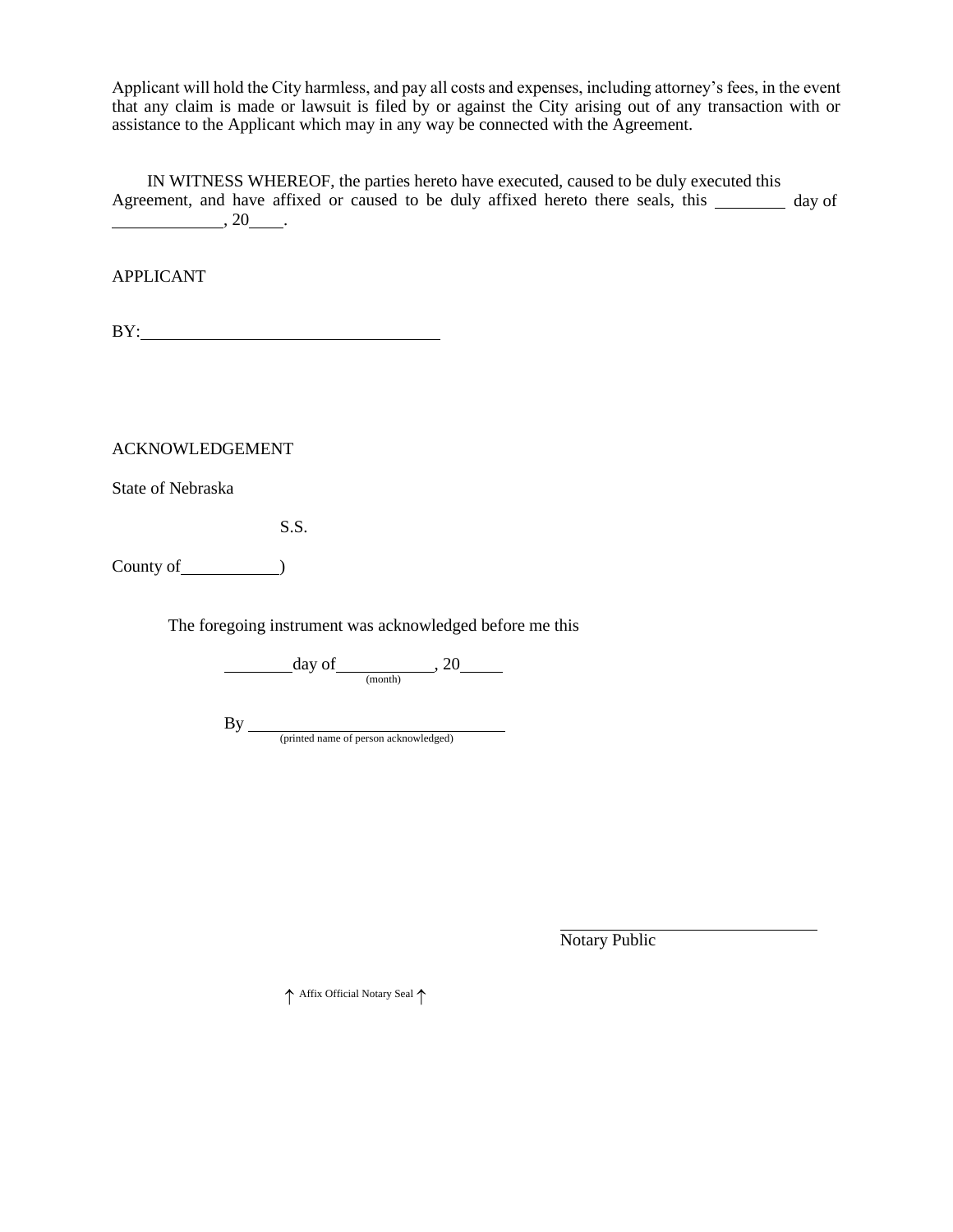Applicant will hold the City harmless, and pay all costs and expenses, including attorney's fees, in the event that any claim is made or lawsuit is filed by or against the City arising out of any transaction with or assistance to the Applicant which may in any way be connected with the Agreement.

IN WITNESS WHEREOF, the parties hereto have executed, caused to be duly executed this Agreement, and have affixed or caused to be duly affixed hereto there seals, this ________ day of _____________, 20____.

APPLICANT

BY:___________________________________

ACKNOWLEDGEMENT

State of Nebraska

S.S.

County of___________)

The foregoing instrument was acknowledged before me this

________day of___________, 20_____
(month)

By ________________________________
(printed name of person acknowledged)

______________________________
Notary Public

↑ Affix Official Notary Seal ↑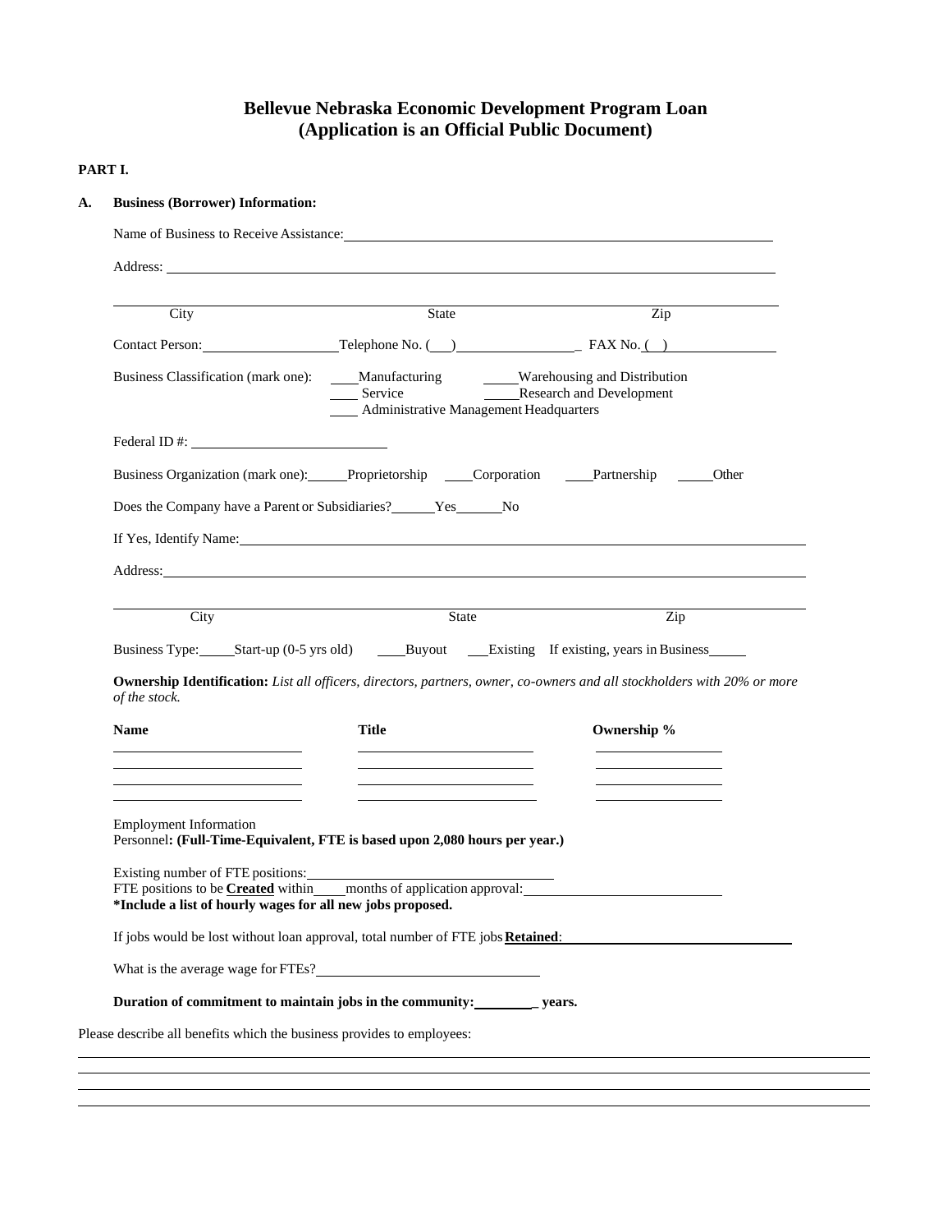# Bellevue Nebraska Economic Development Program Loan
# (Application is an Official Public Document)

**PART I.**

**A. Business (Borrower) Information:**

Name of Business to Receive Assistance: ______________________________

Address: ______________________________

______________________________
City State Zip

Contact Person: __________ Telephone No. ( ) __________ FAX No. ( ) __________

Business Classification (mark one): ____Manufacturing ____Warehousing and Distribution ____Service ____Research and Development ____Administrative Management Headquarters

Federal ID #: ______________________________

Business Organization (mark one): ____Proprietorship ____Corporation ____Partnership ____Other

Does the Company have a Parent or Subsidiaries? ____Yes ____No

If Yes, Identify Name: ______________________________

Address: ______________________________

______________________________
City State Zip

Business Type: ____Start-up (0-5 yrs old) ____Buyout ____Existing If existing, years in Business____

**Ownership Identification:** *List all officers, directors, partners, owner, co-owners and all stockholders with 20% or more of the stock.*

| Name | Title | Ownership % |
|---|---|---|
| | | |
| | | |
| | | |
| | | |

Employment Information
Personnel**: (Full-Time-Equivalent, FTE is based upon 2,080 hours per year.)**

Existing number of FTE positions: ______________________________
FTE positions to be **Created** within____months of application approval: ______________________________
**\*Include a list of hourly wages for all new jobs proposed.**

If jobs would be lost without loan approval, total number of FTE jobs **Retained**: ______________________________

What is the average wage for FTEs? ______________________________

**Duration of commitment to maintain jobs in the community: ________ years.**

Please describe all benefits which the business provides to employees:

______________________________

______________________________

______________________________

______________________________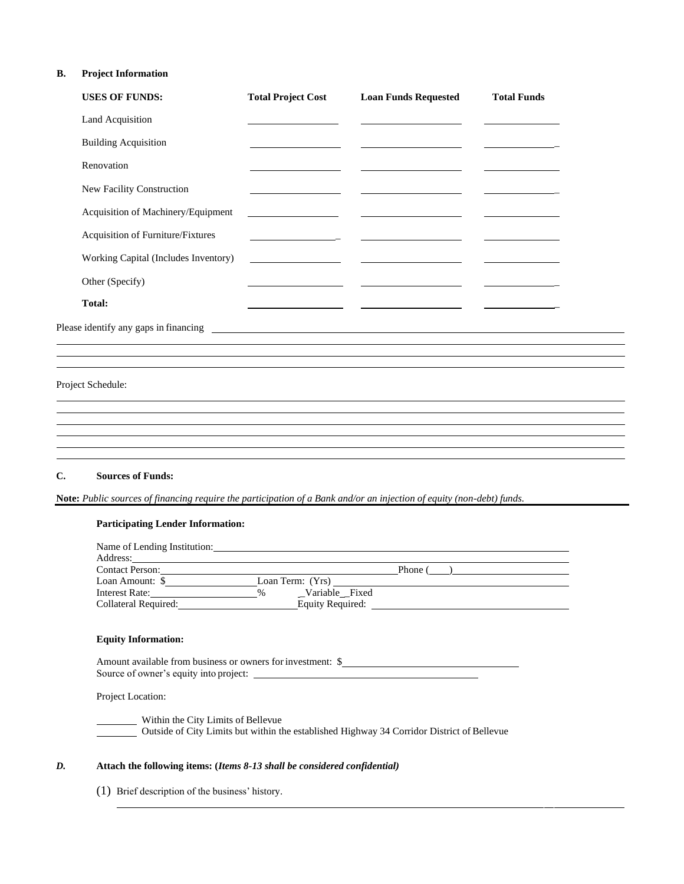**B. Project Information**

| USES OF FUNDS: | Total Project Cost | Loan Funds Requested | Total Funds |
|---|---|---|---|
| Land Acquisition | | | |
| Building Acquisition | | | |
| Renovation | | | |
| New Facility Construction | | | |
| Acquisition of Machinery/Equipment | | | |
| Acquisition of Furniture/Fixtures | | | |
| Working Capital (Includes Inventory) | | | |
| Other (Specify) | | | |
| **Total:** | | | |

Please identify any gaps in financing ____________________________________________

_______________________________________________________________

_______________________________________________________________

_______________________________________________________________

Project Schedule:

_______________________________________________________________

_______________________________________________________________

_______________________________________________________________

_______________________________________________________________

_______________________________________________________________

_______________________________________________________________

**C. Sources of Funds:**

**Note:** *Public sources of financing require the participation of a Bank and/or an injection of equity (non-debt) funds.*

**Participating Lender Information:**

Name of Lending Institution: ____________________________________________
Address: ____________________________________________
Contact Person: ______________________________ Phone (___) ______________
Loan Amount: $______________ Loan Term: (Yrs) ______________
Interest Rate: ______________% _Variable _Fixed
Collateral Required: ______________ Equity Required: ______________

**Equity Information:**

Amount available from business or owners for investment: $______________
Source of owner's equity into project: ______________

Project Location:

________ Within the City Limits of Bellevue
________ Outside of City Limits but within the established Highway 34 Corridor District of Bellevue

***D.*** **Attach the following items: (*Items 8-13 shall be considered confidential)***

(1) Brief description of the business' history.

_______________________________________________________________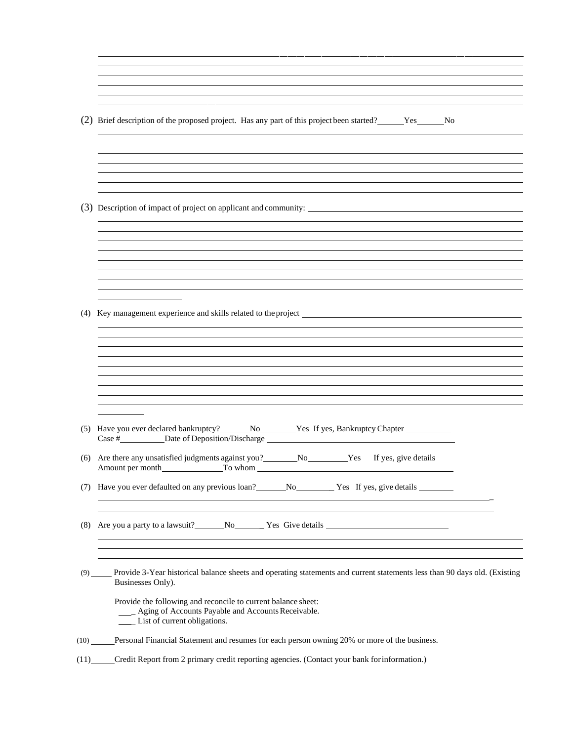(2) Brief description of the proposed project. Has any part of this project been started? ______Yes______No

(3) Description of impact of project on applicant and community: ______

(4) Key management experience and skills related to the project ______

(5) Have you ever declared bankruptcy? _______No________Yes If yes, Bankruptcy Chapter __________
Case # __________Date of Deposition/Discharge ______

(6) Are there any unsatisfied judgments against you? ________No_________Yes If yes, give details
Amount per month______________To whom ______

(7) Have you ever defaulted on any previous loan? _______No________ Yes If yes, give details ________

(8) Are you a party to a lawsuit? _______No_______ Yes Give details ______

(9) _____ Provide 3-Year historical balance sheets and operating statements and current statements less than 90 days old. (Existing Businesses Only).

Provide the following and reconcile to current balance sheet:
- ____ Aging of Accounts Payable and Accounts Receivable.
- ____ List of current obligations.

(10) ______Personal Financial Statement and resumes for each person owning 20% or more of the business.

(11) ______Credit Report from 2 primary credit reporting agencies. (Contact your bank for information.)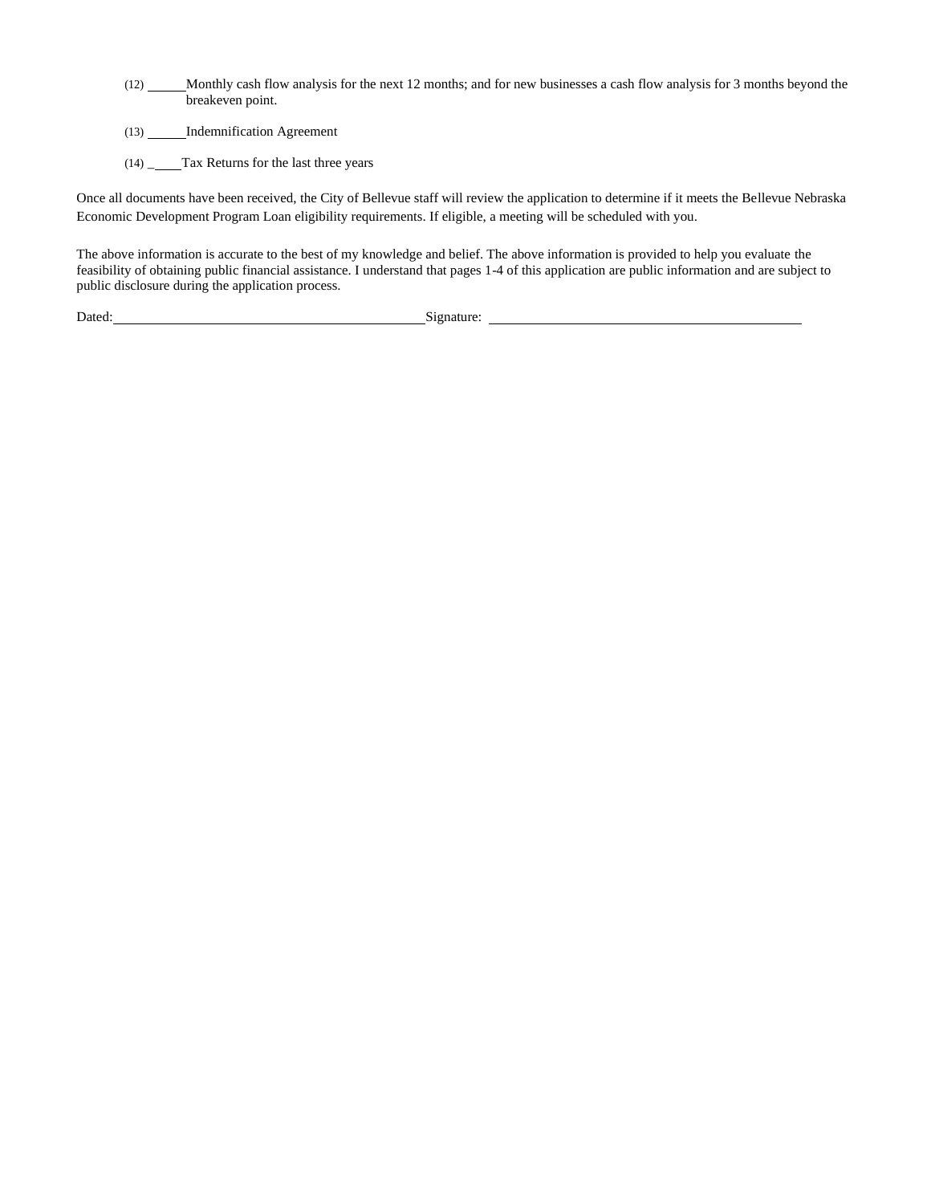(12) ______ Monthly cash flow analysis for the next 12 months; and for new businesses a cash flow analysis for 3 months beyond the breakeven point.

(13) ______ Indemnification Agreement

(14) _____ Tax Returns for the last three years

Once all documents have been received, the City of Bellevue staff will review the application to determine if it meets the Bellevue Nebraska Economic Development Program Loan eligibility requirements. If eligible, a meeting will be scheduled with you.

The above information is accurate to the best of my knowledge and belief. The above information is provided to help you evaluate the feasibility of obtaining public financial assistance. I understand that pages 1-4 of this application are public information and are subject to public disclosure during the application process.

Dated: ________________________________________ Signature: ________________________________________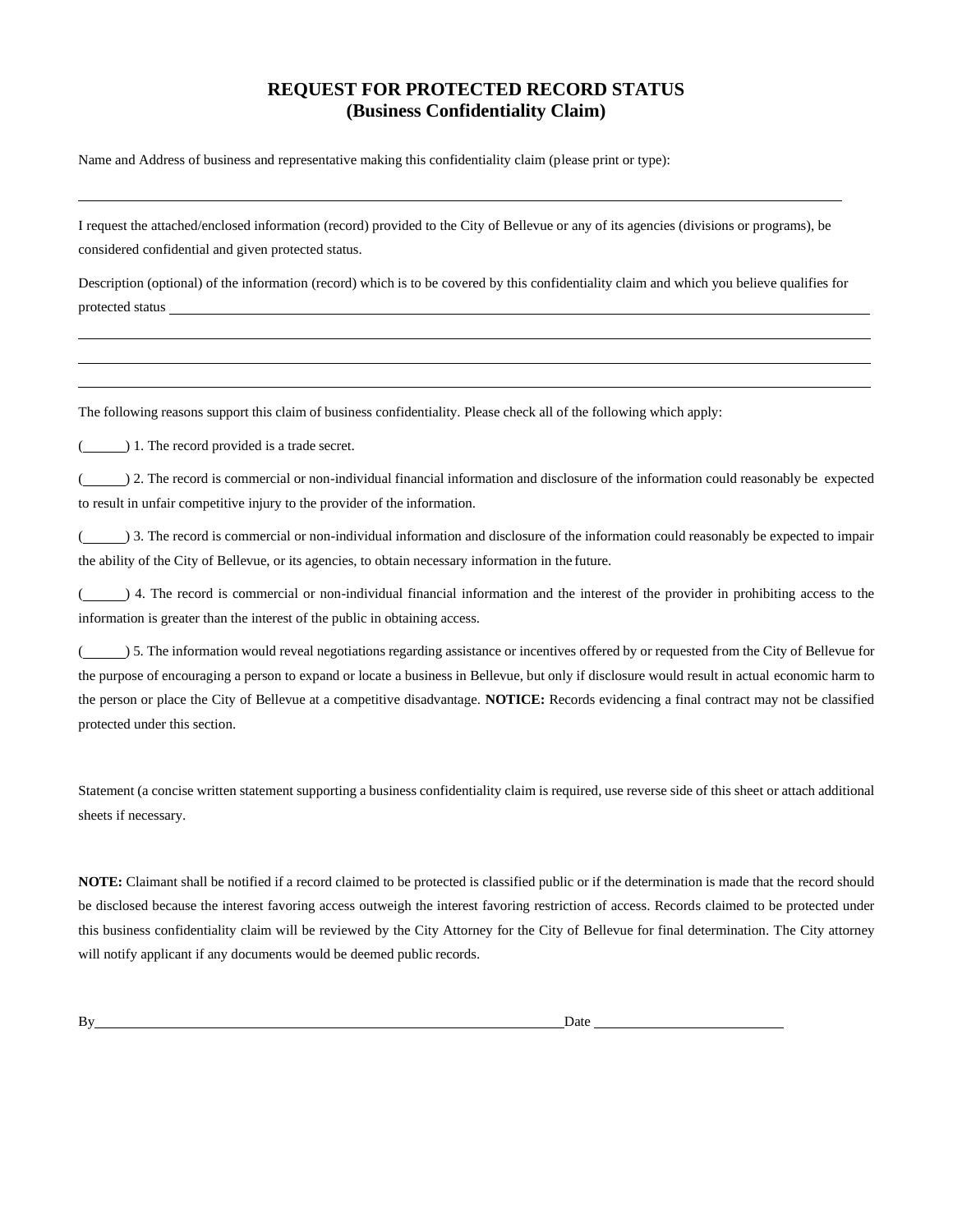# REQUEST FOR PROTECTED RECORD STATUS
## (Business Confidentiality Claim)

Name and Address of business and representative making this confidentiality claim (please print or type):

______________________________________________________________________________

I request the attached/enclosed information (record) provided to the City of Bellevue or any of its agencies (divisions or programs), be considered confidential and given protected status.

Description (optional) of the information (record) which is to be covered by this confidentiality claim and which you believe qualifies for protected status ______________________________________________________________

______________________________________________________________________________

______________________________________________________________________________

______________________________________________________________________________

The following reasons support this claim of business confidentiality. Please check all of the following which apply:

(______) 1. The record provided is a trade secret.

(______) 2. The record is commercial or non-individual financial information and disclosure of the information could reasonably be expected to result in unfair competitive injury to the provider of the information.

(______) 3. The record is commercial or non-individual information and disclosure of the information could reasonably be expected to impair the ability of the City of Bellevue, or its agencies, to obtain necessary information in the future.

(______) 4. The record is commercial or non-individual financial information and the interest of the provider in prohibiting access to the information is greater than the interest of the public in obtaining access.

(______) 5. The information would reveal negotiations regarding assistance or incentives offered by or requested from the City of Bellevue for the purpose of encouraging a person to expand or locate a business in Bellevue, but only if disclosure would result in actual economic harm to the person or place the City of Bellevue at a competitive disadvantage. **NOTICE:** Records evidencing a final contract may not be classified protected under this section.

Statement (a concise written statement supporting a business confidentiality claim is required, use reverse side of this sheet or attach additional sheets if necessary.

**NOTE:** Claimant shall be notified if a record claimed to be protected is classified public or if the determination is made that the record should be disclosed because the interest favoring access outweigh the interest favoring restriction of access. Records claimed to be protected under this business confidentiality claim will be reviewed by the City Attorney for the City of Bellevue for final determination. The City attorney will notify applicant if any documents would be deemed public records.

By_____________________________________________ Date ______________________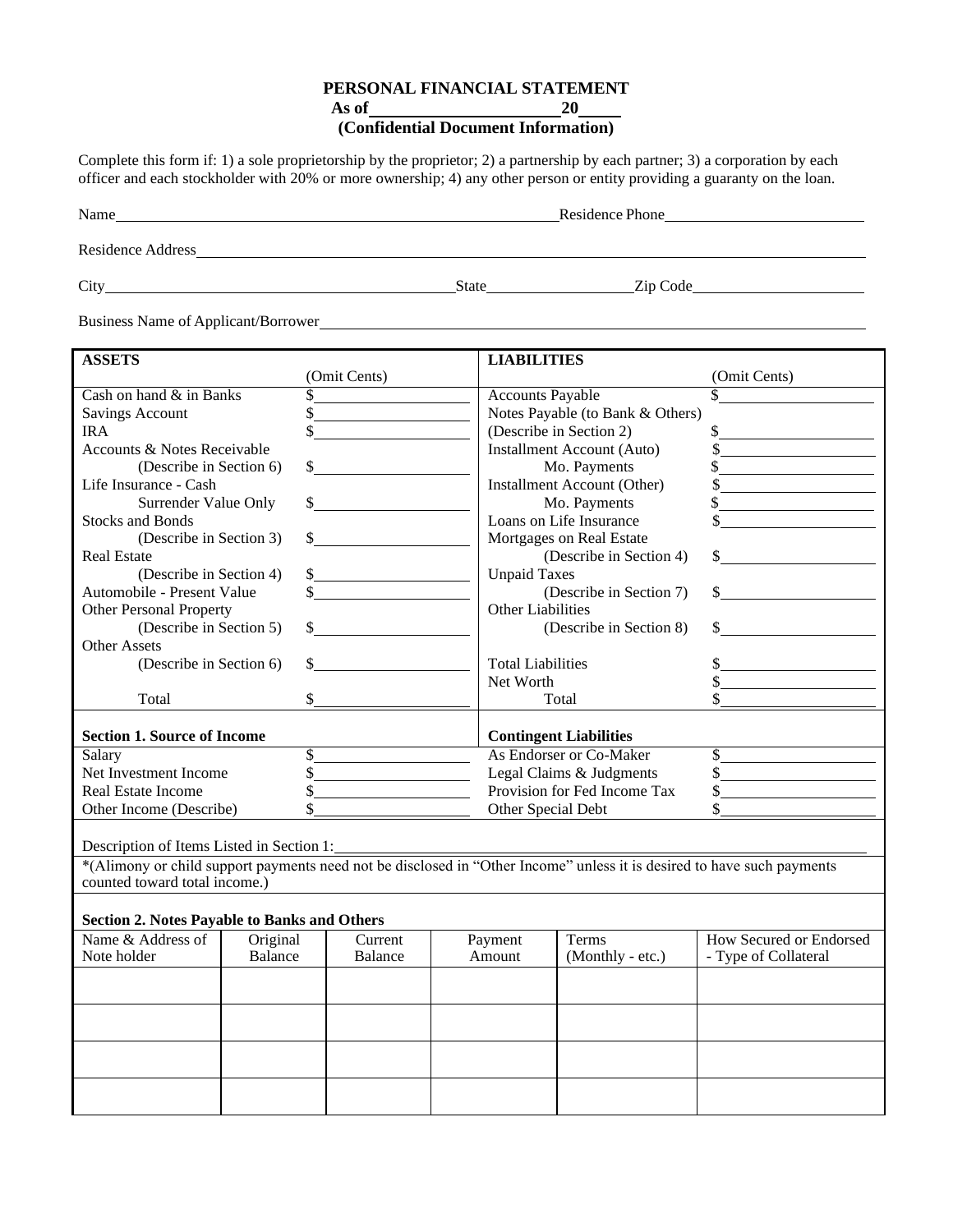# PERSONAL FINANCIAL STATEMENT

**As of ______________________ 20_____**

**(Confidential Document Information)**

Complete this form if: 1) a sole proprietorship by the proprietor; 2) a partnership by each partner; 3) a corporation by each officer and each stockholder with 20% or more ownership; 4) any other person or entity providing a guaranty on the loan.

Name ____________________________________________ Residence Phone ______________________

Residence Address ______________________________________________________________________

City ______________________________ State ______________ Zip Code __________________

Business Name of Applicant/Borrower _____________________________________________________

| **ASSETS** | (Omit Cents) | **LIABILITIES** | (Omit Cents) |
|---|---|---|---|
| Cash on hand & in Banks | $ | Accounts Payable | $ |
| Savings Account | $ | Notes Payable (to Bank & Others) | |
| IRA | $ | (Describe in Section 2) | $ |
| Accounts & Notes Receivable | | Installment Account (Auto) | $ |
| (Describe in Section 6) | $ | Mo. Payments | $ |
| Life Insurance - Cash | | Installment Account (Other) | $ |
| Surrender Value Only | $ | Mo. Payments | $ |
| Stocks and Bonds | | Loans on Life Insurance | $ |
| (Describe in Section 3) | $ | Mortgages on Real Estate | |
| Real Estate | | (Describe in Section 4) | $ |
| (Describe in Section 4) | $ | Unpaid Taxes | |
| Automobile - Present Value | $ | (Describe in Section 7) | $ |
| Other Personal Property | | Other Liabilities | |
| (Describe in Section 5) | $ | (Describe in Section 8) | $ |
| Other Assets | | | |
| (Describe in Section 6) | $ | Total Liabilities | $ |
| | | Net Worth | $ |
| Total | $ | Total | $ |

| **Section 1. Source of Income** | | **Contingent Liabilities** | |
|---|---|---|---|
| Salary | $ | As Endorser or Co-Maker | $ |
| Net Investment Income | $ | Legal Claims & Judgments | $ |
| Real Estate Income | $ | Provision for Fed Income Tax | $ |
| Other Income (Describe) | $ | Other Special Debt | $ |

Description of Items Listed in Section 1: ______________________________________________

*(Alimony or child support payments need not be disclosed in "Other Income" unless it is desired to have such payments counted toward total income.)

**Section 2. Notes Payable to Banks and Others**

| Name & Address of Note holder | Original Balance | Current Balance | Payment Amount | Terms (Monthly - etc.) | How Secured or Endorsed - Type of Collateral |
|---|---|---|---|---|---|
| | | | | | |
| | | | | | |
| | | | | | |
| | | | | | |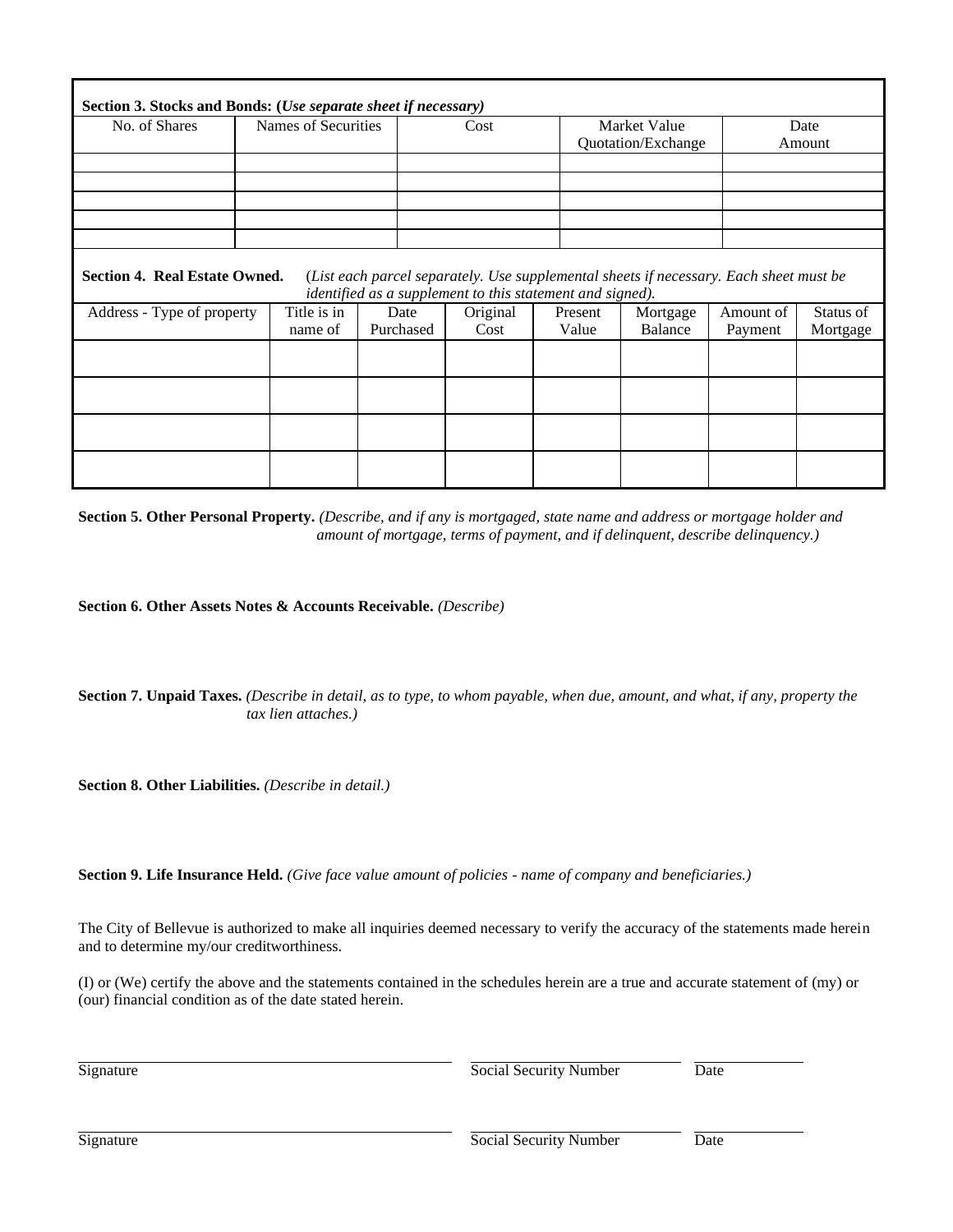**Section 3. Stocks and Bonds: (*Use separate sheet if necessary)***

| No. of Shares | Names of Securities | Cost | Market Value Quotation/Exchange | Date Amount |
|---|---|---|---|---|
| | | | | |
| | | | | |
| | | | | |
| | | | | |
| | | | | |

**Section 4. Real Estate Owned.** (*List each parcel separately. Use supplemental sheets if necessary. Each sheet must be identified as a supplement to this statement and signed).*

| Address - Type of property | Title is in name of | Date Purchased | Original Cost | Present Value | Mortgage Balance | Amount of Payment | Status of Mortgage |
|---|---|---|---|---|---|---|---|
| | | | | | | | |
| | | | | | | | |
| | | | | | | | |
| | | | | | | | |

**Section 5. Other Personal Property.** *(Describe, and if any is mortgaged, state name and address or mortgage holder and amount of mortgage, terms of payment, and if delinquent, describe delinquency.)*

**Section 6. Other Assets Notes & Accounts Receivable.** *(Describe)*

**Section 7. Unpaid Taxes.** *(Describe in detail, as to type, to whom payable, when due, amount, and what, if any, property the tax lien attaches.)*

**Section 8. Other Liabilities.** *(Describe in detail.)*

**Section 9. Life Insurance Held.** *(Give face value amount of policies - name of company and beneficiaries.)*

The City of Bellevue is authorized to make all inquiries deemed necessary to verify the accuracy of the statements made herein and to determine my/our creditworthiness.

(I) or (We) certify the above and the statements contained in the schedules herein are a true and accurate statement of (my) or (our) financial condition as of the date stated herein.

Signature ______________________ Social Security Number ______________ Date __________

Signature ______________________ Social Security Number ______________ Date __________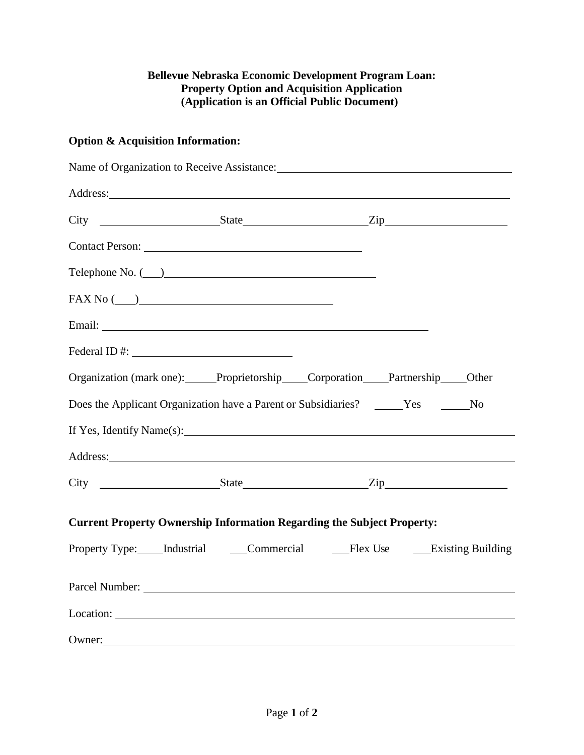**Bellevue Nebraska Economic Development Program Loan:**
**Property Option and Acquisition Application**
**(Application is an Official Public Document)**

**Option & Acquisition Information:**

Name of Organization to Receive Assistance: ______________________________

Address: ______________________________

City ______________ State ______________ Zip ______________

Contact Person: ______________________________

Telephone No. (___) ______________________________

FAX No (___) ______________________________

Email: ______________________________

Federal ID #: ______________________________

Organization (mark one): _____Proprietorship _____Corporation _____Partnership _____Other

Does the Applicant Organization have a Parent or Subsidiaries? _____Yes _____No

If Yes, Identify Name(s): ______________________________

Address: ______________________________

City ______________ State ______________ Zip ______________

**Current Property Ownership Information Regarding the Subject Property:**

Property Type: ____Industrial ___Commercial ___Flex Use ___Existing Building

Parcel Number: ______________________________

Location: ______________________________

Owner: ______________________________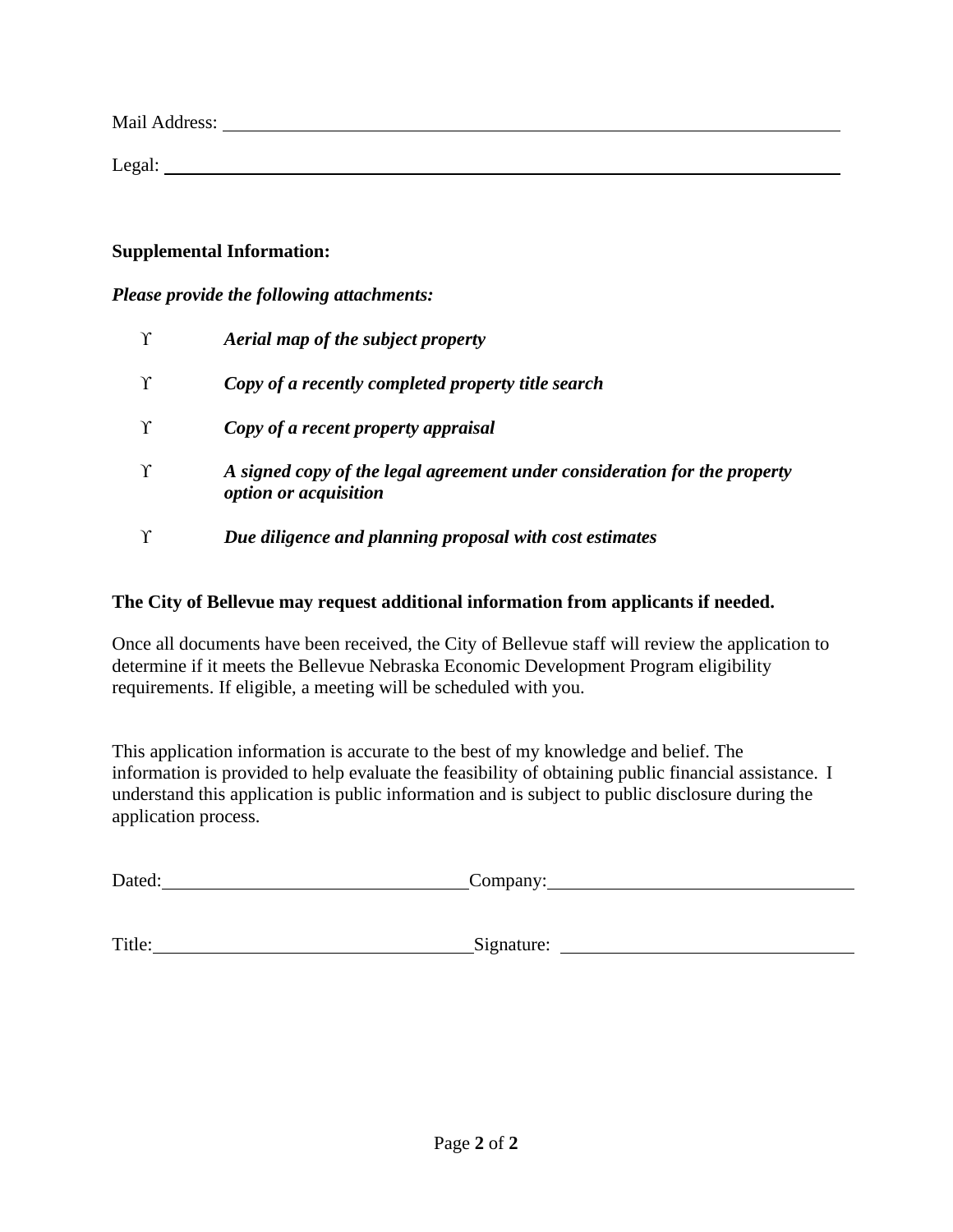Mail Address: ____________________________________________

Legal: ____________________________________________

**Supplemental Information:**

***Please provide the following attachments:***

- ***Aerial map of the subject property***
- ***Copy of a recently completed property title search***
- ***Copy of a recent property appraisal***
- ***A signed copy of the legal agreement under consideration for the property option or acquisition***
- ***Due diligence and planning proposal with cost estimates***

**The City of Bellevue may request additional information from applicants if needed.**

Once all documents have been received, the City of Bellevue staff will review the application to determine if it meets the Bellevue Nebraska Economic Development Program eligibility requirements. If eligible, a meeting will be scheduled with you.

This application information is accurate to the best of my knowledge and belief. The information is provided to help evaluate the feasibility of obtaining public financial assistance. I understand this application is public information and is subject to public disclosure during the application process.

Dated: ____________________ Company: ____________________

Title: ____________________ Signature: ____________________